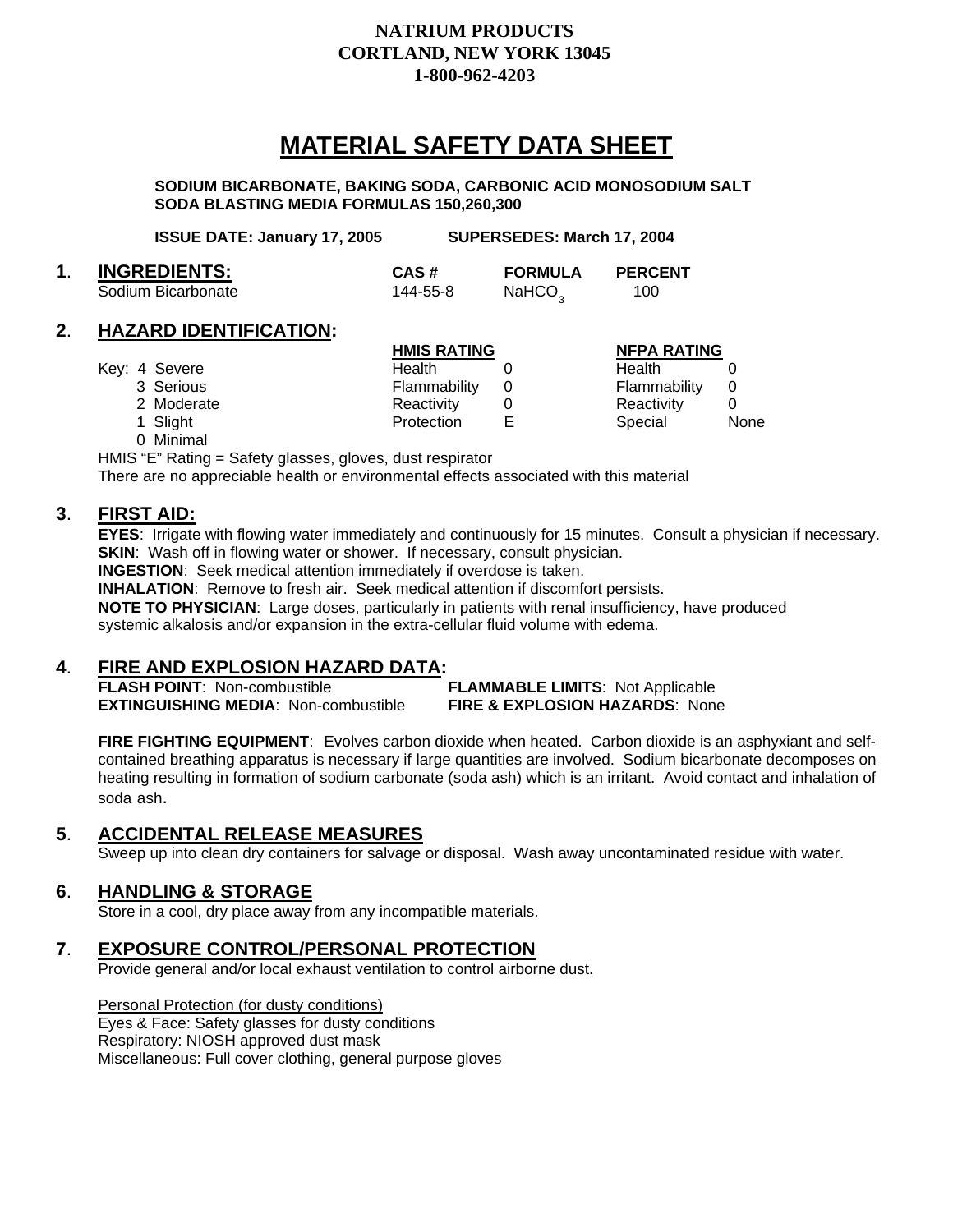**NATRIUM PRODUCTS**
**CORTLAND, NEW YORK 13045**
**1-800-962-4203**

# MATERIAL SAFETY DATA SHEET

**SODIUM BICARBONATE, BAKING SODA, CARBONIC ACID MONOSODIUM SALT**
**SODA BLASTING MEDIA FORMULAS 150,260,300**

**ISSUE DATE: January 17, 2005** **SUPERSEDES: March 17, 2004**

## 1. INGREDIENTS:

| INGREDIENTS | CAS # | FORMULA | PERCENT |
|---|---|---|---|
| Sodium Bicarbonate | 144-55-8 | $NaHCO_3$ | 100 |

## 2. HAZARD IDENTIFICATION:

| Key | HMIS RATING | | NFPA RATING | |
|---|---|---|---|---|
| 4 Severe | Health | 0 | Health | 0 |
| 3 Serious | Flammability | 0 | Flammability | 0 |
| 2 Moderate | Reactivity | 0 | Reactivity | 0 |
| 1 Slight | Protection | E | Special | None |
| 0 Minimal | | | | |

HMIS "E" Rating = Safety glasses, gloves, dust respirator
There are no appreciable health or environmental effects associated with this material

## 3. FIRST AID:

**EYES**: Irrigate with flowing water immediately and continuously for 15 minutes. Consult a physician if necessary.
**SKIN**: Wash off in flowing water or shower. If necessary, consult physician.
**INGESTION**: Seek medical attention immediately if overdose is taken.
**INHALATION**: Remove to fresh air. Seek medical attention if discomfort persists.
**NOTE TO PHYSICIAN**: Large doses, particularly in patients with renal insufficiency, have produced systemic alkalosis and/or expansion in the extra-cellular fluid volume with edema.

## 4. FIRE AND EXPLOSION HAZARD DATA:

**FLASH POINT**: Non-combustible
**FLAMMABLE LIMITS**: Not Applicable
**EXTINGUISHING MEDIA**: Non-combustible
**FIRE & EXPLOSION HAZARDS**: None

**FIRE FIGHTING EQUIPMENT**: Evolves carbon dioxide when heated. Carbon dioxide is an asphyxiant and self-contained breathing apparatus is necessary if large quantities are involved. Sodium bicarbonate decomposes on heating resulting in formation of sodium carbonate (soda ash) which is an irritant. Avoid contact and inhalation of soda ash.

## 5. ACCIDENTAL RELEASE MEASURES

Sweep up into clean dry containers for salvage or disposal. Wash away uncontaminated residue with water.

## 6. HANDLING & STORAGE

Store in a cool, dry place away from any incompatible materials.

## 7. EXPOSURE CONTROL/PERSONAL PROTECTION

Provide general and/or local exhaust ventilation to control airborne dust.

Personal Protection (for dusty conditions)
Eyes & Face: Safety glasses for dusty conditions
Respiratory: NIOSH approved dust mask
Miscellaneous: Full cover clothing, general purpose gloves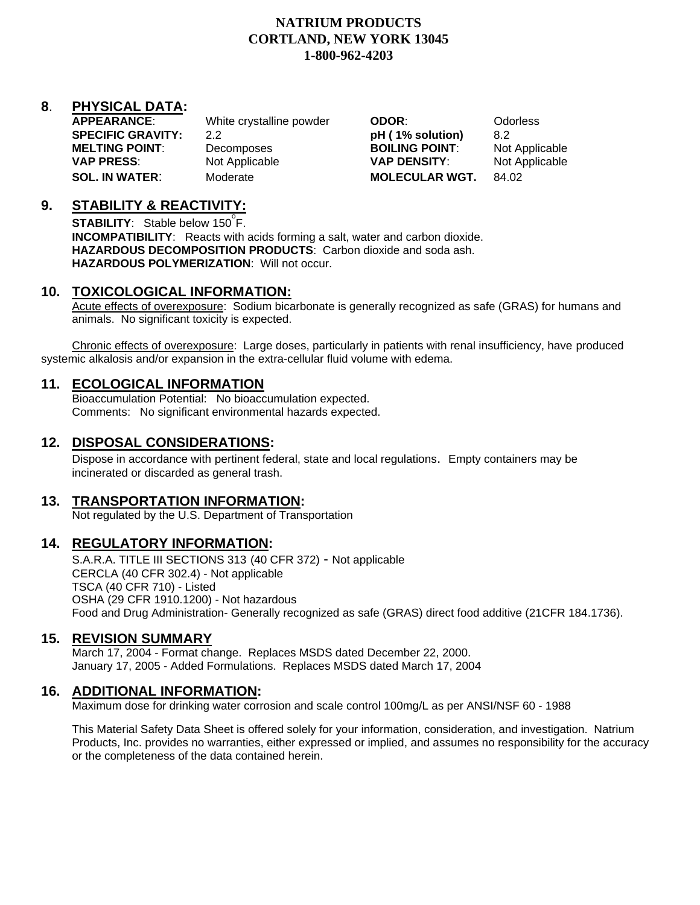**NATRIUM PRODUCTS**
**CORTLAND, NEW YORK 13045**
**1-800-962-4203**

## 8. PHYSICAL DATA:

| | | | |
|---|---|---|---|
| **APPEARANCE**: | White crystalline powder | **ODOR**: | Odorless |
| **SPECIFIC GRAVITY:** | 2.2 | **pH ( 1% solution)** | 8.2 |
| **MELTING POINT**: | Decomposes | **BOILING POINT**: | Not Applicable |
| **VAP PRESS**: | Not Applicable | **VAP DENSITY**: | Not Applicable |
| **SOL. IN WATER**: | Moderate | **MOLECULAR WGT.** | 84.02 |

## 9. STABILITY & REACTIVITY:

**STABILITY**: Stable below 150°F.
**INCOMPATIBILITY**: Reacts with acids forming a salt, water and carbon dioxide.
**HAZARDOUS DECOMPOSITION PRODUCTS**: Carbon dioxide and soda ash.
**HAZARDOUS POLYMERIZATION**: Will not occur.

## 10. TOXICOLOGICAL INFORMATION:

Acute effects of overexposure: Sodium bicarbonate is generally recognized as safe (GRAS) for humans and animals. No significant toxicity is expected.

Chronic effects of overexposure: Large doses, particularly in patients with renal insufficiency, have produced systemic alkalosis and/or expansion in the extra-cellular fluid volume with edema.

## 11. ECOLOGICAL INFORMATION

Bioaccumulation Potential: No bioaccumulation expected.
Comments: No significant environmental hazards expected.

## 12. DISPOSAL CONSIDERATIONS:

Dispose in accordance with pertinent federal, state and local regulations. Empty containers may be incinerated or discarded as general trash.

## 13. TRANSPORTATION INFORMATION:

Not regulated by the U.S. Department of Transportation

## 14. REGULATORY INFORMATION:

S.A.R.A. TITLE III SECTIONS 313 (40 CFR 372) - Not applicable
CERCLA (40 CFR 302.4) - Not applicable
TSCA (40 CFR 710) - Listed
OSHA (29 CFR 1910.1200) - Not hazardous
Food and Drug Administration- Generally recognized as safe (GRAS) direct food additive (21CFR 184.1736).

## 15. REVISION SUMMARY

March 17, 2004 - Format change. Replaces MSDS dated December 22, 2000.
January 17, 2005 - Added Formulations. Replaces MSDS dated March 17, 2004

## 16. ADDITIONAL INFORMATION:

Maximum dose for drinking water corrosion and scale control 100mg/L as per ANSI/NSF 60 - 1988

This Material Safety Data Sheet is offered solely for your information, consideration, and investigation. Natrium Products, Inc. provides no warranties, either expressed or implied, and assumes no responsibility for the accuracy or the completeness of the data contained herein.